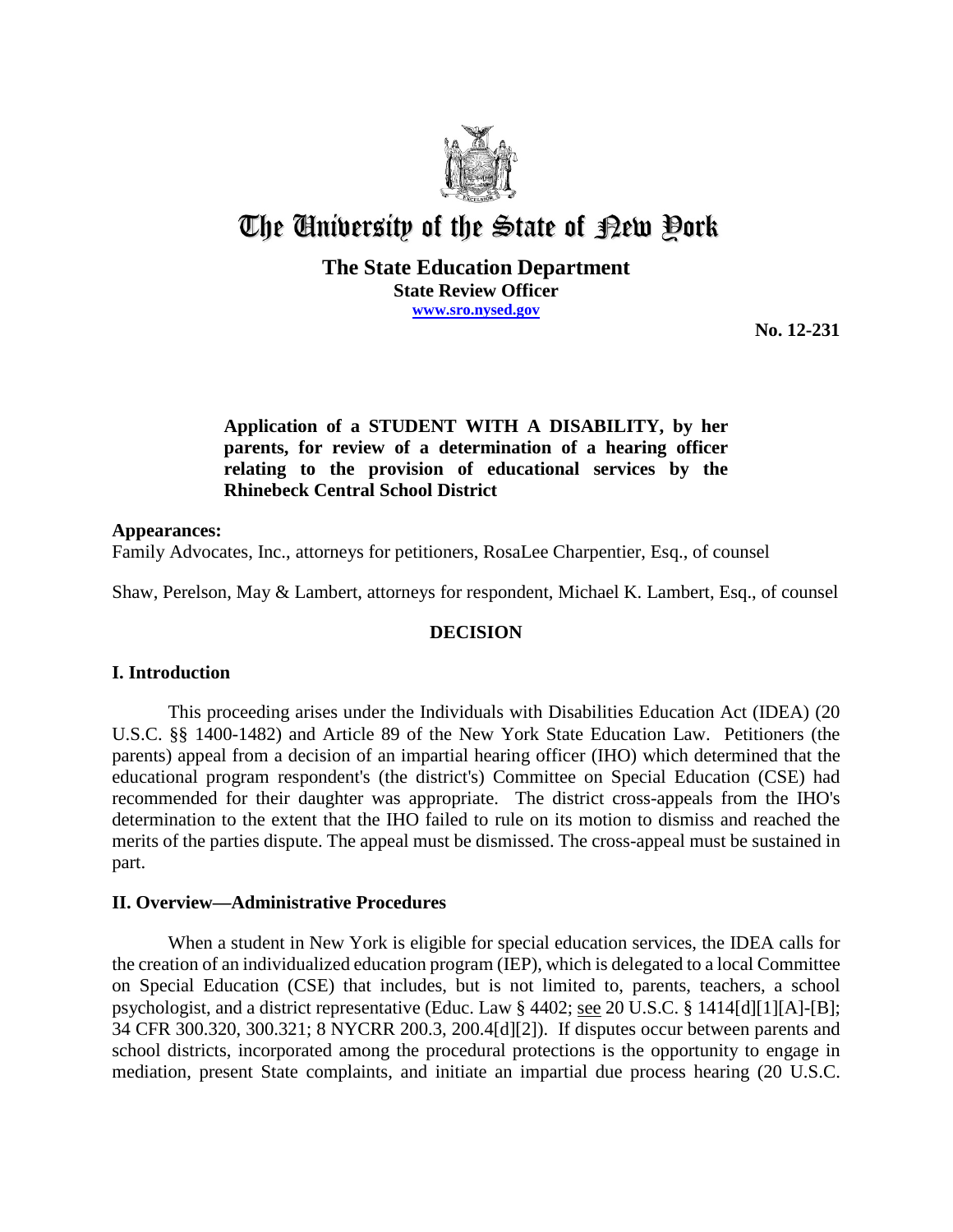# The University of the State of New York

**The State Education Department**
**State Review Officer**
**www.sro.nysed.gov**

**No. 12-231**

**Application of a STUDENT WITH A DISABILITY, by her parents, for review of a determination of a hearing officer relating to the provision of educational services by the Rhinebeck Central School District**

**Appearances:**
Family Advocates, Inc., attorneys for petitioners, RosaLee Charpentier, Esq., of counsel

Shaw, Perelson, May & Lambert, attorneys for respondent, Michael K. Lambert, Esq., of counsel

## DECISION

### I. Introduction

This proceeding arises under the Individuals with Disabilities Education Act (IDEA) (20 U.S.C. §§ 1400-1482) and Article 89 of the New York State Education Law. Petitioners (the parents) appeal from a decision of an impartial hearing officer (IHO) which determined that the educational program respondent's (the district's) Committee on Special Education (CSE) had recommended for their daughter was appropriate. The district cross-appeals from the IHO's determination to the extent that the IHO failed to rule on its motion to dismiss and reached the merits of the parties dispute. The appeal must be dismissed. The cross-appeal must be sustained in part.

### II. Overview—Administrative Procedures

When a student in New York is eligible for special education services, the IDEA calls for the creation of an individualized education program (IEP), which is delegated to a local Committee on Special Education (CSE) that includes, but is not limited to, parents, teachers, a school psychologist, and a district representative (Educ. Law § 4402; see 20 U.S.C. § 1414[d][1][A]-[B]; 34 CFR 300.320, 300.321; 8 NYCRR 200.3, 200.4[d][2]). If disputes occur between parents and school districts, incorporated among the procedural protections is the opportunity to engage in mediation, present State complaints, and initiate an impartial due process hearing (20 U.S.C.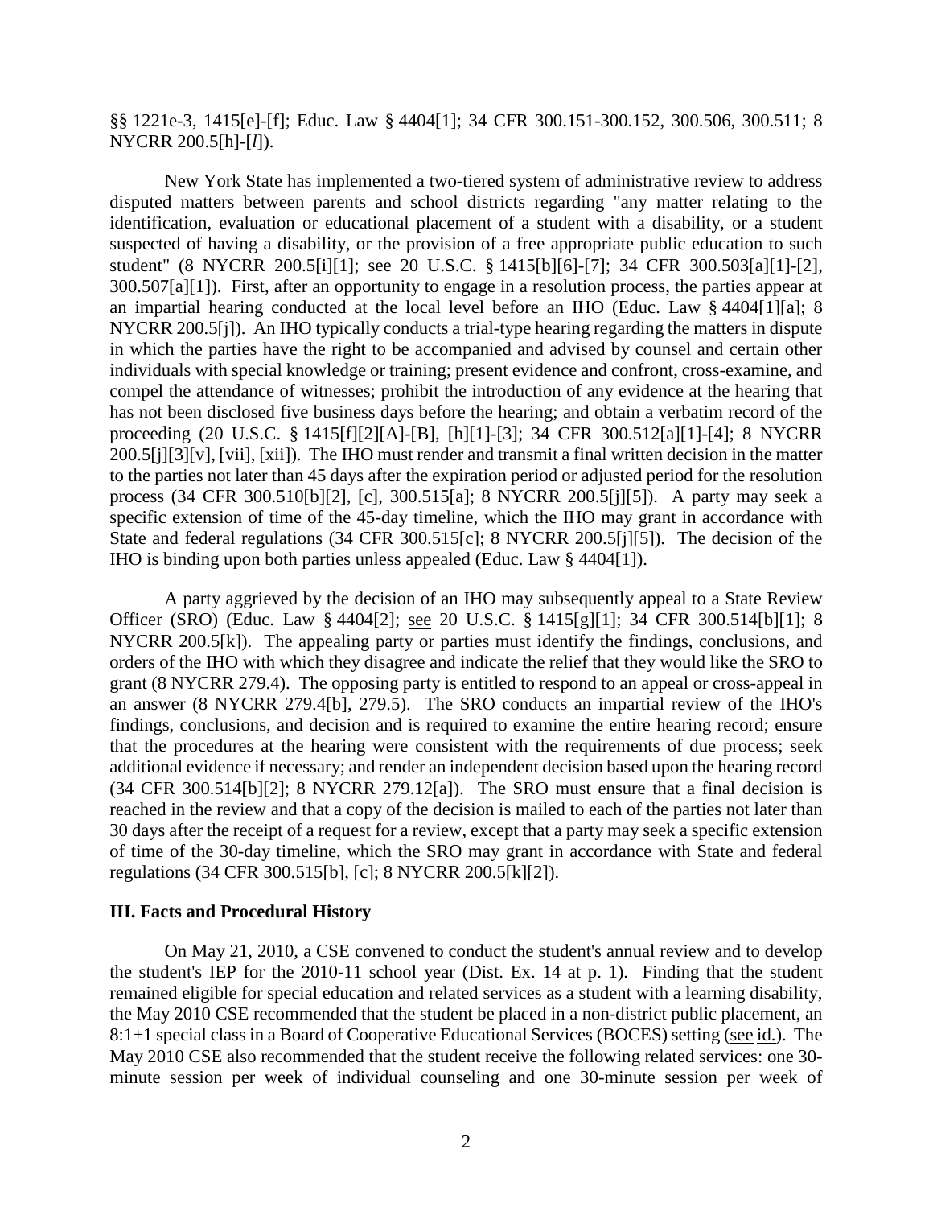§§ 1221e-3, 1415[e]-[f]; Educ. Law § 4404[1]; 34 CFR 300.151-300.152, 300.506, 300.511; 8 NYCRR 200.5[h]-[*l*]).

New York State has implemented a two-tiered system of administrative review to address disputed matters between parents and school districts regarding "any matter relating to the identification, evaluation or educational placement of a student with a disability, or a student suspected of having a disability, or the provision of a free appropriate public education to such student" (8 NYCRR 200.5[i][1]; see 20 U.S.C. § 1415[b][6]-[7]; 34 CFR 300.503[a][1]-[2], 300.507[a][1]). First, after an opportunity to engage in a resolution process, the parties appear at an impartial hearing conducted at the local level before an IHO (Educ. Law § 4404[1][a]; 8 NYCRR 200.5[j]). An IHO typically conducts a trial-type hearing regarding the matters in dispute in which the parties have the right to be accompanied and advised by counsel and certain other individuals with special knowledge or training; present evidence and confront, cross-examine, and compel the attendance of witnesses; prohibit the introduction of any evidence at the hearing that has not been disclosed five business days before the hearing; and obtain a verbatim record of the proceeding (20 U.S.C. § 1415[f][2][A]-[B], [h][1]-[3]; 34 CFR 300.512[a][1]-[4]; 8 NYCRR 200.5[j][3][v], [vii], [xii]). The IHO must render and transmit a final written decision in the matter to the parties not later than 45 days after the expiration period or adjusted period for the resolution process (34 CFR 300.510[b][2], [c], 300.515[a]; 8 NYCRR 200.5[j][5]). A party may seek a specific extension of time of the 45-day timeline, which the IHO may grant in accordance with State and federal regulations (34 CFR 300.515[c]; 8 NYCRR 200.5[j][5]). The decision of the IHO is binding upon both parties unless appealed (Educ. Law § 4404[1]).

A party aggrieved by the decision of an IHO may subsequently appeal to a State Review Officer (SRO) (Educ. Law § 4404[2]; see 20 U.S.C. § 1415[g][1]; 34 CFR 300.514[b][1]; 8 NYCRR 200.5[k]). The appealing party or parties must identify the findings, conclusions, and orders of the IHO with which they disagree and indicate the relief that they would like the SRO to grant (8 NYCRR 279.4). The opposing party is entitled to respond to an appeal or cross-appeal in an answer (8 NYCRR 279.4[b], 279.5). The SRO conducts an impartial review of the IHO's findings, conclusions, and decision and is required to examine the entire hearing record; ensure that the procedures at the hearing were consistent with the requirements of due process; seek additional evidence if necessary; and render an independent decision based upon the hearing record (34 CFR 300.514[b][2]; 8 NYCRR 279.12[a]). The SRO must ensure that a final decision is reached in the review and that a copy of the decision is mailed to each of the parties not later than 30 days after the receipt of a request for a review, except that a party may seek a specific extension of time of the 30-day timeline, which the SRO may grant in accordance with State and federal regulations (34 CFR 300.515[b], [c]; 8 NYCRR 200.5[k][2]).

## III. Facts and Procedural History

On May 21, 2010, a CSE convened to conduct the student's annual review and to develop the student's IEP for the 2010-11 school year (Dist. Ex. 14 at p. 1). Finding that the student remained eligible for special education and related services as a student with a learning disability, the May 2010 CSE recommended that the student be placed in a non-district public placement, an 8:1+1 special class in a Board of Cooperative Educational Services (BOCES) setting (see id.). The May 2010 CSE also recommended that the student receive the following related services: one 30-minute session per week of individual counseling and one 30-minute session per week of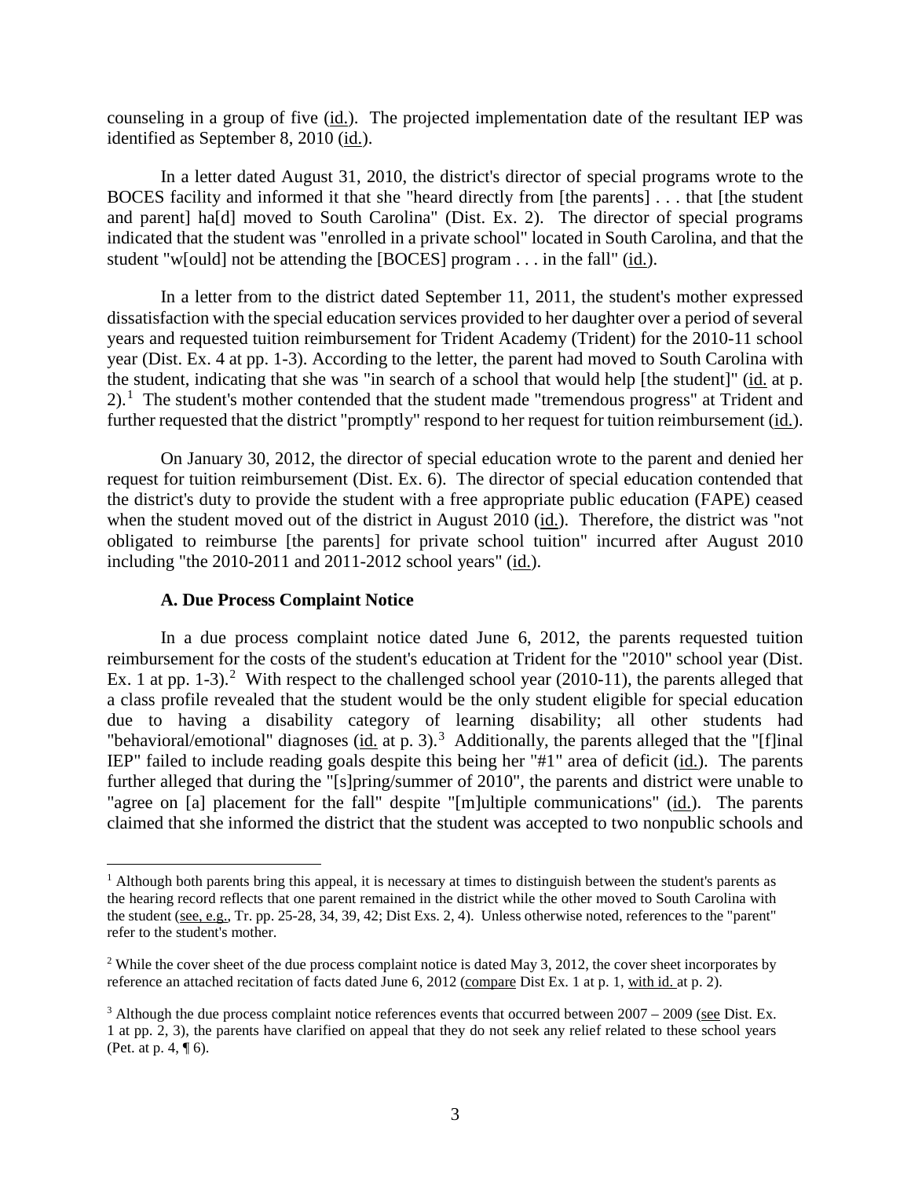counseling in a group of five (id.). The projected implementation date of the resultant IEP was identified as September 8, 2010 (id.).

In a letter dated August 31, 2010, the district's director of special programs wrote to the BOCES facility and informed it that she "heard directly from [the parents] . . . that [the student and parent] ha[d] moved to South Carolina" (Dist. Ex. 2). The director of special programs indicated that the student was "enrolled in a private school" located in South Carolina, and that the student "w[ould] not be attending the [BOCES] program . . . in the fall" (id.).

In a letter from to the district dated September 11, 2011, the student's mother expressed dissatisfaction with the special education services provided to her daughter over a period of several years and requested tuition reimbursement for Trident Academy (Trident) for the 2010-11 school year (Dist. Ex. 4 at pp. 1-3). According to the letter, the parent had moved to South Carolina with the student, indicating that she was "in search of a school that would help [the student]" (id. at p. 2).[1] The student's mother contended that the student made "tremendous progress" at Trident and further requested that the district "promptly" respond to her request for tuition reimbursement (id.).

On January 30, 2012, the director of special education wrote to the parent and denied her request for tuition reimbursement (Dist. Ex. 6). The director of special education contended that the district's duty to provide the student with a free appropriate public education (FAPE) ceased when the student moved out of the district in August 2010 (id.). Therefore, the district was "not obligated to reimburse [the parents] for private school tuition" incurred after August 2010 including "the 2010-2011 and 2011-2012 school years" (id.).

### A. Due Process Complaint Notice

In a due process complaint notice dated June 6, 2012, the parents requested tuition reimbursement for the costs of the student's education at Trident for the "2010" school year (Dist. Ex. 1 at pp. 1-3).[2] With respect to the challenged school year (2010-11), the parents alleged that a class profile revealed that the student would be the only student eligible for special education due to having a disability category of learning disability; all other students had "behavioral/emotional" diagnoses (id. at p. 3).[3] Additionally, the parents alleged that the "[f]inal IEP" failed to include reading goals despite this being her "#1" area of deficit (id.). The parents further alleged that during the "[s]pring/summer of 2010", the parents and district were unable to "agree on [a] placement for the fall" despite "[m]ultiple communications" (id.). The parents claimed that she informed the district that the student was accepted to two nonpublic schools and

---

[1] Although both parents bring this appeal, it is necessary at times to distinguish between the student's parents as the hearing record reflects that one parent remained in the district while the other moved to South Carolina with the student (see, e.g., Tr. pp. 25-28, 34, 39, 42; Dist Exs. 2, 4). Unless otherwise noted, references to the "parent" refer to the student's mother.

[2] While the cover sheet of the due process complaint notice is dated May 3, 2012, the cover sheet incorporates by reference an attached recitation of facts dated June 6, 2012 (compare Dist Ex. 1 at p. 1, with id. at p. 2).

[3] Although the due process complaint notice references events that occurred between 2007 – 2009 (see Dist. Ex. 1 at pp. 2, 3), the parents have clarified on appeal that they do not seek any relief related to these school years (Pet. at p. 4, ¶ 6).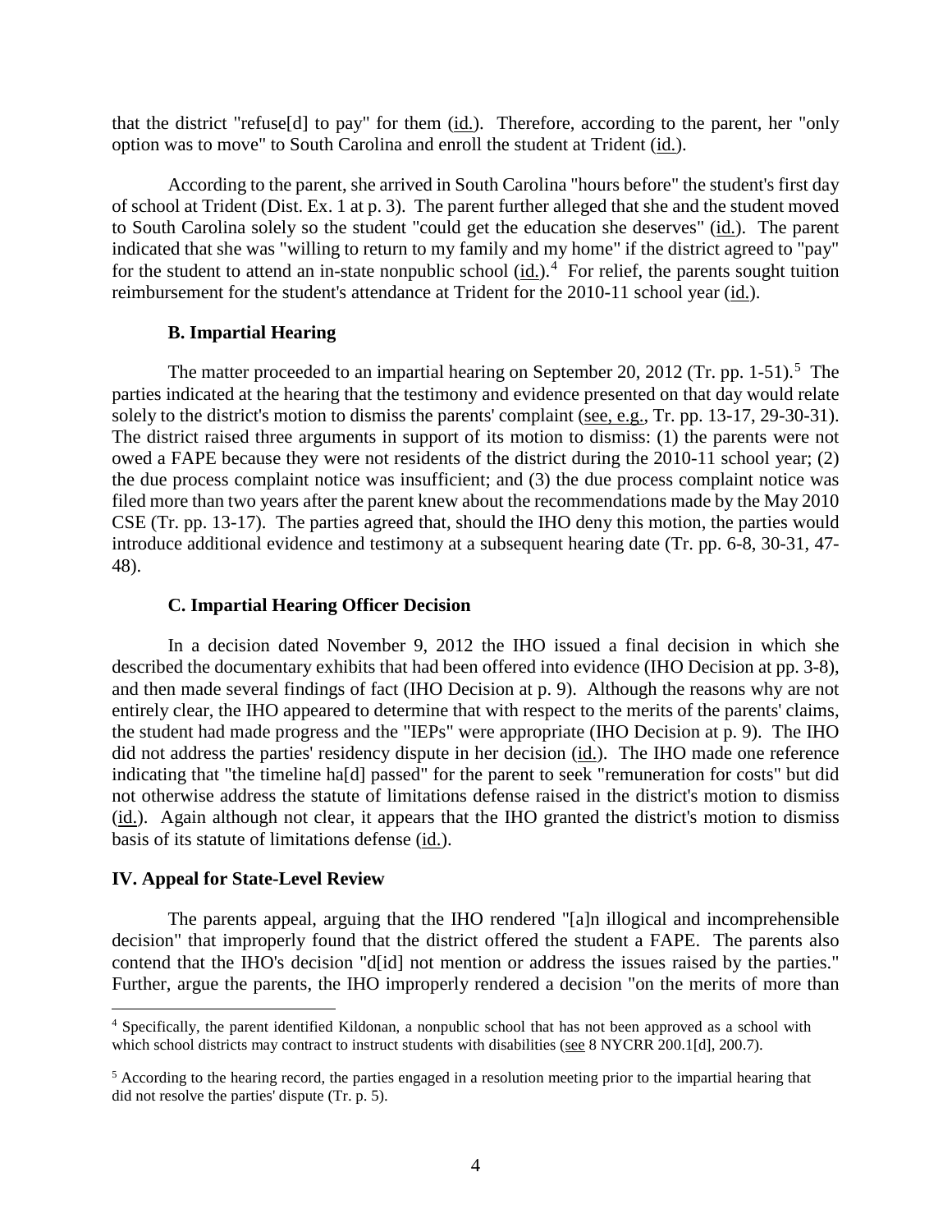that the district "refuse[d] to pay" for them (id.). Therefore, according to the parent, her "only option was to move" to South Carolina and enroll the student at Trident (id.).

According to the parent, she arrived in South Carolina "hours before" the student's first day of school at Trident (Dist. Ex. 1 at p. 3). The parent further alleged that she and the student moved to South Carolina solely so the student "could get the education she deserves" (id.). The parent indicated that she was "willing to return to my family and my home" if the district agreed to "pay" for the student to attend an in-state nonpublic school (id.).[4] For relief, the parents sought tuition reimbursement for the student's attendance at Trident for the 2010-11 school year (id.).

### B. Impartial Hearing

The matter proceeded to an impartial hearing on September 20, 2012 (Tr. pp. 1-51).[5] The parties indicated at the hearing that the testimony and evidence presented on that day would relate solely to the district's motion to dismiss the parents' complaint (see, e.g., Tr. pp. 13-17, 29-30-31). The district raised three arguments in support of its motion to dismiss: (1) the parents were not owed a FAPE because they were not residents of the district during the 2010-11 school year; (2) the due process complaint notice was insufficient; and (3) the due process complaint notice was filed more than two years after the parent knew about the recommendations made by the May 2010 CSE (Tr. pp. 13-17). The parties agreed that, should the IHO deny this motion, the parties would introduce additional evidence and testimony at a subsequent hearing date (Tr. pp. 6-8, 30-31, 47-48).

### C. Impartial Hearing Officer Decision

In a decision dated November 9, 2012 the IHO issued a final decision in which she described the documentary exhibits that had been offered into evidence (IHO Decision at pp. 3-8), and then made several findings of fact (IHO Decision at p. 9). Although the reasons why are not entirely clear, the IHO appeared to determine that with respect to the merits of the parents' claims, the student had made progress and the "IEPs" were appropriate (IHO Decision at p. 9). The IHO did not address the parties' residency dispute in her decision (id.). The IHO made one reference indicating that "the timeline ha[d] passed" for the parent to seek "remuneration for costs" but did not otherwise address the statute of limitations defense raised in the district's motion to dismiss (id.). Again although not clear, it appears that the IHO granted the district's motion to dismiss basis of its statute of limitations defense (id.).

## IV. Appeal for State-Level Review

The parents appeal, arguing that the IHO rendered "[a]n illogical and incomprehensible decision" that improperly found that the district offered the student a FAPE. The parents also contend that the IHO's decision "d[id] not mention or address the issues raised by the parties." Further, argue the parents, the IHO improperly rendered a decision "on the merits of more than

---

[4] Specifically, the parent identified Kildonan, a nonpublic school that has not been approved as a school with which school districts may contract to instruct students with disabilities (see 8 NYCRR 200.1[d], 200.7).

[5] According to the hearing record, the parties engaged in a resolution meeting prior to the impartial hearing that did not resolve the parties' dispute (Tr. p. 5).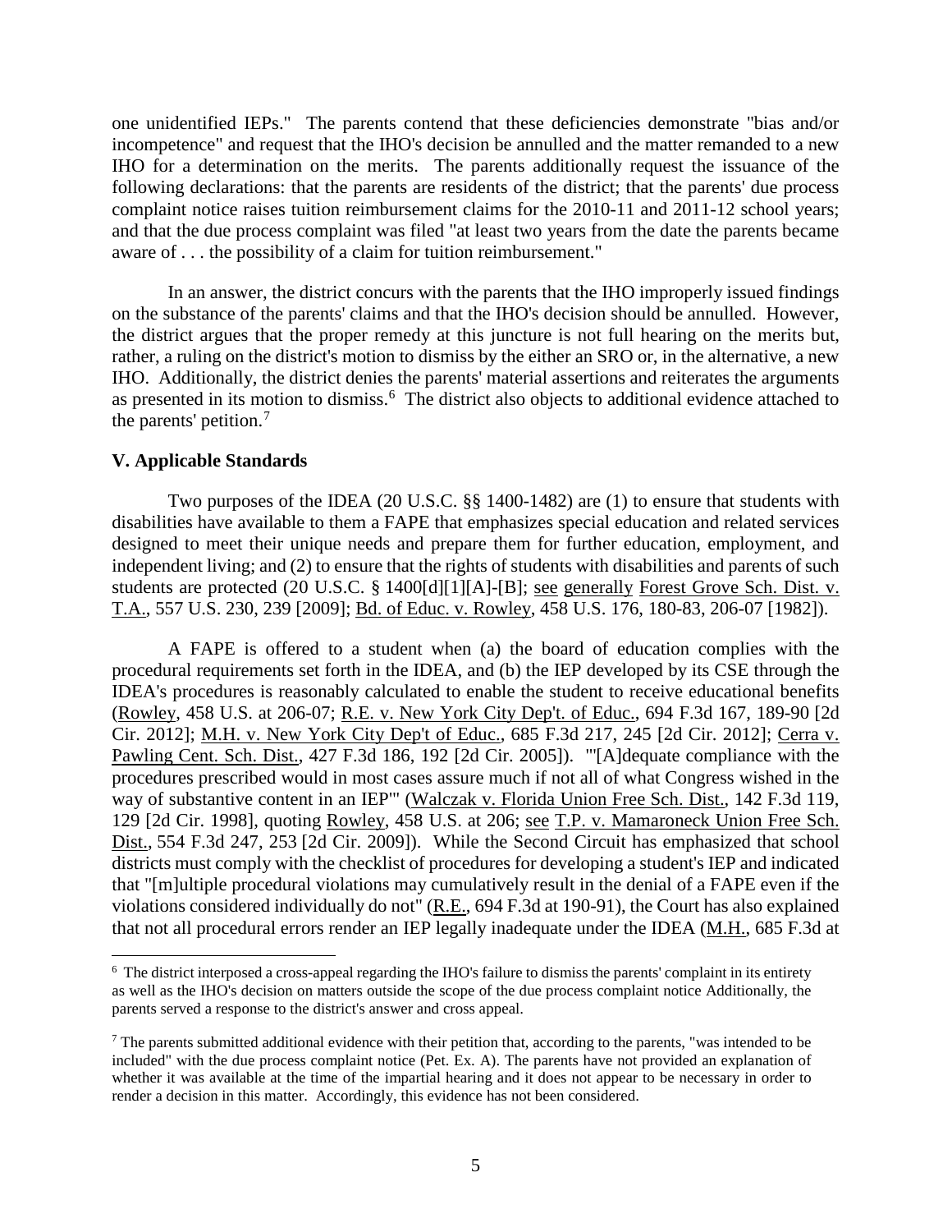one unidentified IEPs." The parents contend that these deficiencies demonstrate "bias and/or incompetence" and request that the IHO's decision be annulled and the matter remanded to a new IHO for a determination on the merits. The parents additionally request the issuance of the following declarations: that the parents are residents of the district; that the parents' due process complaint notice raises tuition reimbursement claims for the 2010-11 and 2011-12 school years; and that the due process complaint was filed "at least two years from the date the parents became aware of . . . the possibility of a claim for tuition reimbursement."

In an answer, the district concurs with the parents that the IHO improperly issued findings on the substance of the parents' claims and that the IHO's decision should be annulled. However, the district argues that the proper remedy at this juncture is not full hearing on the merits but, rather, a ruling on the district's motion to dismiss by the either an SRO or, in the alternative, a new IHO. Additionally, the district denies the parents' material assertions and reiterates the arguments as presented in its motion to dismiss.[6] The district also objects to additional evidence attached to the parents' petition.[7]

### V. Applicable Standards

Two purposes of the IDEA (20 U.S.C. §§ 1400-1482) are (1) to ensure that students with disabilities have available to them a FAPE that emphasizes special education and related services designed to meet their unique needs and prepare them for further education, employment, and independent living; and (2) to ensure that the rights of students with disabilities and parents of such students are protected (20 U.S.C. § 1400[d][1][A]-[B]; see generally Forest Grove Sch. Dist. v. T.A., 557 U.S. 230, 239 [2009]; Bd. of Educ. v. Rowley, 458 U.S. 176, 180-83, 206-07 [1982]).

A FAPE is offered to a student when (a) the board of education complies with the procedural requirements set forth in the IDEA, and (b) the IEP developed by its CSE through the IDEA's procedures is reasonably calculated to enable the student to receive educational benefits (Rowley, 458 U.S. at 206-07; R.E. v. New York City Dep't. of Educ., 694 F.3d 167, 189-90 [2d Cir. 2012]; M.H. v. New York City Dep't of Educ., 685 F.3d 217, 245 [2d Cir. 2012]; Cerra v. Pawling Cent. Sch. Dist., 427 F.3d 186, 192 [2d Cir. 2005]). "'[A]dequate compliance with the procedures prescribed would in most cases assure much if not all of what Congress wished in the way of substantive content in an IEP'" (Walczak v. Florida Union Free Sch. Dist., 142 F.3d 119, 129 [2d Cir. 1998], quoting Rowley, 458 U.S. at 206; see T.P. v. Mamaroneck Union Free Sch. Dist., 554 F.3d 247, 253 [2d Cir. 2009]). While the Second Circuit has emphasized that school districts must comply with the checklist of procedures for developing a student's IEP and indicated that "[m]ultiple procedural violations may cumulatively result in the denial of a FAPE even if the violations considered individually do not" (R.E., 694 F.3d at 190-91), the Court has also explained that not all procedural errors render an IEP legally inadequate under the IDEA (M.H., 685 F.3d at

---

[6] The district interposed a cross-appeal regarding the IHO's failure to dismiss the parents' complaint in its entirety as well as the IHO's decision on matters outside the scope of the due process complaint notice Additionally, the parents served a response to the district's answer and cross appeal.

[7] The parents submitted additional evidence with their petition that, according to the parents, "was intended to be included" with the due process complaint notice (Pet. Ex. A). The parents have not provided an explanation of whether it was available at the time of the impartial hearing and it does not appear to be necessary in order to render a decision in this matter. Accordingly, this evidence has not been considered.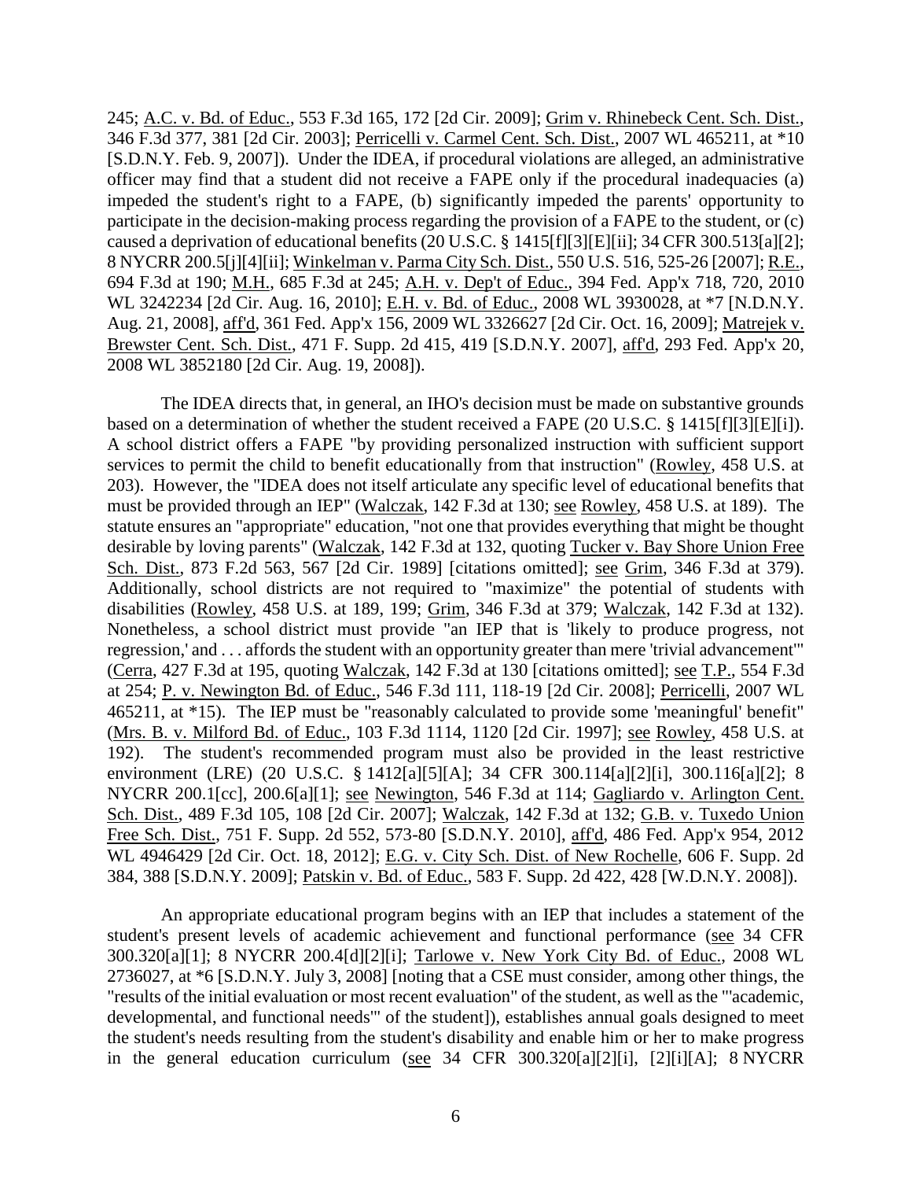245; A.C. v. Bd. of Educ., 553 F.3d 165, 172 [2d Cir. 2009]; Grim v. Rhinebeck Cent. Sch. Dist., 346 F.3d 377, 381 [2d Cir. 2003]; Perricelli v. Carmel Cent. Sch. Dist., 2007 WL 465211, at *10 [S.D.N.Y. Feb. 9, 2007]). Under the IDEA, if procedural violations are alleged, an administrative officer may find that a student did not receive a FAPE only if the procedural inadequacies (a) impeded the student's right to a FAPE, (b) significantly impeded the parents' opportunity to participate in the decision-making process regarding the provision of a FAPE to the student, or (c) caused a deprivation of educational benefits (20 U.S.C. § 1415[f][3][E][ii]; 34 CFR 300.513[a][2]; 8 NYCRR 200.5[j][4][ii]; Winkelman v. Parma City Sch. Dist., 550 U.S. 516, 525-26 [2007]; R.E., 694 F.3d at 190; M.H., 685 F.3d at 245; A.H. v. Dep't of Educ., 394 Fed. App'x 718, 720, 2010 WL 3242234 [2d Cir. Aug. 16, 2010]; E.H. v. Bd. of Educ., 2008 WL 3930028, at *7 [N.D.N.Y. Aug. 21, 2008], aff'd, 361 Fed. App'x 156, 2009 WL 3326627 [2d Cir. Oct. 16, 2009]; Matrejek v. Brewster Cent. Sch. Dist., 471 F. Supp. 2d 415, 419 [S.D.N.Y. 2007], aff'd, 293 Fed. App'x 20, 2008 WL 3852180 [2d Cir. Aug. 19, 2008]).

The IDEA directs that, in general, an IHO's decision must be made on substantive grounds based on a determination of whether the student received a FAPE (20 U.S.C. § 1415[f][3][E][i]). A school district offers a FAPE "by providing personalized instruction with sufficient support services to permit the child to benefit educationally from that instruction" (Rowley, 458 U.S. at 203). However, the "IDEA does not itself articulate any specific level of educational benefits that must be provided through an IEP" (Walczak, 142 F.3d at 130; see Rowley, 458 U.S. at 189). The statute ensures an "appropriate" education, "not one that provides everything that might be thought desirable by loving parents" (Walczak, 142 F.3d at 132, quoting Tucker v. Bay Shore Union Free Sch. Dist., 873 F.2d 563, 567 [2d Cir. 1989] [citations omitted]; see Grim, 346 F.3d at 379). Additionally, school districts are not required to "maximize" the potential of students with disabilities (Rowley, 458 U.S. at 189, 199; Grim, 346 F.3d at 379; Walczak, 142 F.3d at 132). Nonetheless, a school district must provide "an IEP that is 'likely to produce progress, not regression,' and . . . affords the student with an opportunity greater than mere 'trivial advancement'" (Cerra, 427 F.3d at 195, quoting Walczak, 142 F.3d at 130 [citations omitted]; see T.P., 554 F.3d at 254; P. v. Newington Bd. of Educ., 546 F.3d 111, 118-19 [2d Cir. 2008]; Perricelli, 2007 WL 465211, at *15). The IEP must be "reasonably calculated to provide some 'meaningful' benefit" (Mrs. B. v. Milford Bd. of Educ., 103 F.3d 1114, 1120 [2d Cir. 1997]; see Rowley, 458 U.S. at 192). The student's recommended program must also be provided in the least restrictive environment (LRE) (20 U.S.C. § 1412[a][5][A]; 34 CFR 300.114[a][2][i], 300.116[a][2]; 8 NYCRR 200.1[cc], 200.6[a][1]; see Newington, 546 F.3d at 114; Gagliardo v. Arlington Cent. Sch. Dist., 489 F.3d 105, 108 [2d Cir. 2007]; Walczak, 142 F.3d at 132; G.B. v. Tuxedo Union Free Sch. Dist., 751 F. Supp. 2d 552, 573-80 [S.D.N.Y. 2010], aff'd, 486 Fed. App'x 954, 2012 WL 4946429 [2d Cir. Oct. 18, 2012]; E.G. v. City Sch. Dist. of New Rochelle, 606 F. Supp. 2d 384, 388 [S.D.N.Y. 2009]; Patskin v. Bd. of Educ., 583 F. Supp. 2d 422, 428 [W.D.N.Y. 2008]).

An appropriate educational program begins with an IEP that includes a statement of the student's present levels of academic achievement and functional performance (see 34 CFR 300.320[a][1]; 8 NYCRR 200.4[d][2][i]; Tarlowe v. New York City Bd. of Educ., 2008 WL 2736027, at *6 [S.D.N.Y. July 3, 2008] [noting that a CSE must consider, among other things, the "results of the initial evaluation or most recent evaluation" of the student, as well as the "'academic, developmental, and functional needs'" of the student]), establishes annual goals designed to meet the student's needs resulting from the student's disability and enable him or her to make progress in the general education curriculum (see 34 CFR 300.320[a][2][i], [2][i][A]; 8 NYCRR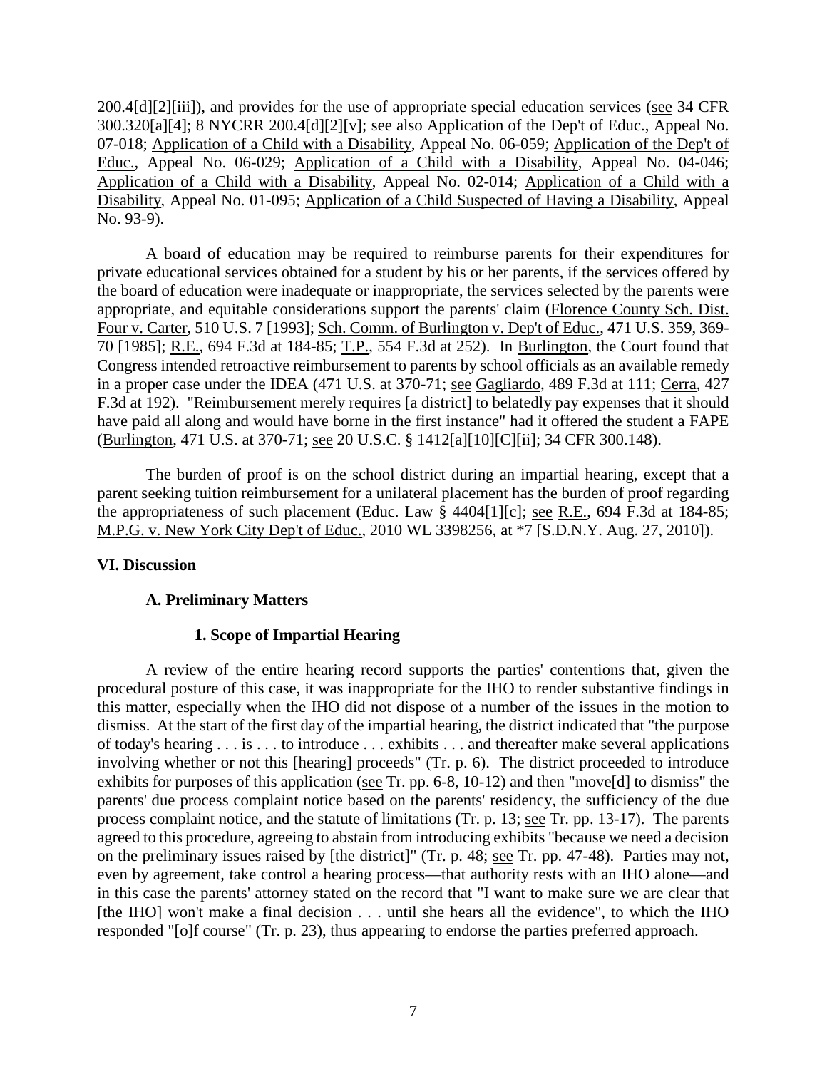200.4[d][2][iii]), and provides for the use of appropriate special education services (see 34 CFR 300.320[a][4]; 8 NYCRR 200.4[d][2][v]; see also Application of the Dep't of Educ., Appeal No. 07-018; Application of a Child with a Disability, Appeal No. 06-059; Application of the Dep't of Educ., Appeal No. 06-029; Application of a Child with a Disability, Appeal No. 04-046; Application of a Child with a Disability, Appeal No. 02-014; Application of a Child with a Disability, Appeal No. 01-095; Application of a Child Suspected of Having a Disability, Appeal No. 93-9).

A board of education may be required to reimburse parents for their expenditures for private educational services obtained for a student by his or her parents, if the services offered by the board of education were inadequate or inappropriate, the services selected by the parents were appropriate, and equitable considerations support the parents' claim (Florence County Sch. Dist. Four v. Carter, 510 U.S. 7 [1993]; Sch. Comm. of Burlington v. Dep't of Educ., 471 U.S. 359, 369-70 [1985]; R.E., 694 F.3d at 184-85; T.P., 554 F.3d at 252). In Burlington, the Court found that Congress intended retroactive reimbursement to parents by school officials as an available remedy in a proper case under the IDEA (471 U.S. at 370-71; see Gagliardo, 489 F.3d at 111; Cerra, 427 F.3d at 192). "Reimbursement merely requires [a district] to belatedly pay expenses that it should have paid all along and would have borne in the first instance" had it offered the student a FAPE (Burlington, 471 U.S. at 370-71; see 20 U.S.C. § 1412[a][10][C][ii]; 34 CFR 300.148).

The burden of proof is on the school district during an impartial hearing, except that a parent seeking tuition reimbursement for a unilateral placement has the burden of proof regarding the appropriateness of such placement (Educ. Law § 4404[1][c]; see R.E., 694 F.3d at 184-85; M.P.G. v. New York City Dep't of Educ., 2010 WL 3398256, at *7 [S.D.N.Y. Aug. 27, 2010]).

## VI. Discussion

### A. Preliminary Matters

#### 1. Scope of Impartial Hearing

A review of the entire hearing record supports the parties' contentions that, given the procedural posture of this case, it was inappropriate for the IHO to render substantive findings in this matter, especially when the IHO did not dispose of a number of the issues in the motion to dismiss. At the start of the first day of the impartial hearing, the district indicated that "the purpose of today's hearing . . . is . . . to introduce . . . exhibits . . . and thereafter make several applications involving whether or not this [hearing] proceeds" (Tr. p. 6). The district proceeded to introduce exhibits for purposes of this application (see Tr. pp. 6-8, 10-12) and then "move[d] to dismiss" the parents' due process complaint notice based on the parents' residency, the sufficiency of the due process complaint notice, and the statute of limitations (Tr. p. 13; see Tr. pp. 13-17). The parents agreed to this procedure, agreeing to abstain from introducing exhibits "because we need a decision on the preliminary issues raised by [the district]" (Tr. p. 48; see Tr. pp. 47-48). Parties may not, even by agreement, take control a hearing process—that authority rests with an IHO alone—and in this case the parents' attorney stated on the record that "I want to make sure we are clear that [the IHO] won't make a final decision . . . until she hears all the evidence", to which the IHO responded "[o]f course" (Tr. p. 23), thus appearing to endorse the parties preferred approach.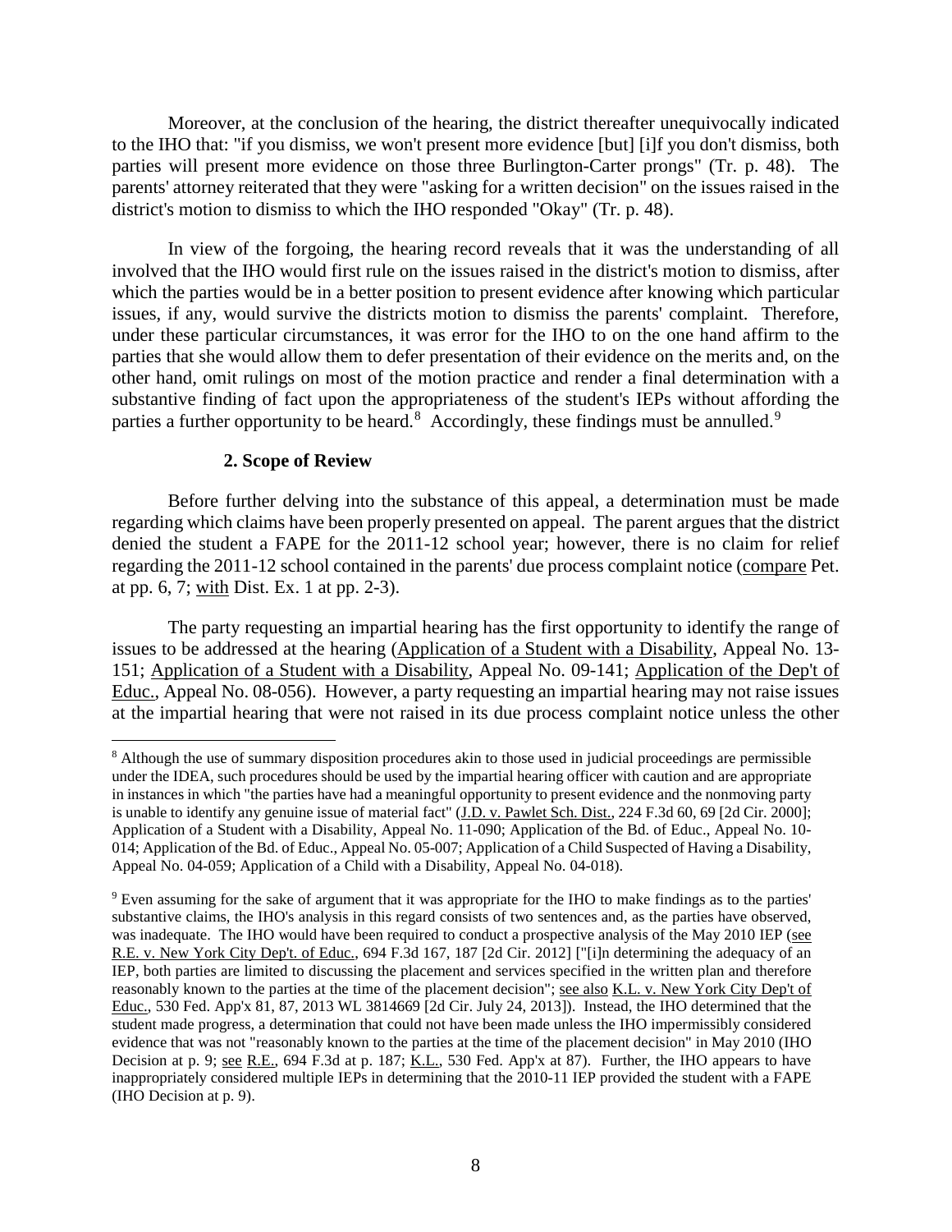Moreover, at the conclusion of the hearing, the district thereafter unequivocally indicated to the IHO that: "if you dismiss, we won't present more evidence [but] [i]f you don't dismiss, both parties will present more evidence on those three Burlington-Carter prongs" (Tr. p. 48). The parents' attorney reiterated that they were "asking for a written decision" on the issues raised in the district's motion to dismiss to which the IHO responded "Okay" (Tr. p. 48).

In view of the forgoing, the hearing record reveals that it was the understanding of all involved that the IHO would first rule on the issues raised in the district's motion to dismiss, after which the parties would be in a better position to present evidence after knowing which particular issues, if any, would survive the districts motion to dismiss the parents' complaint. Therefore, under these particular circumstances, it was error for the IHO to on the one hand affirm to the parties that she would allow them to defer presentation of their evidence on the merits and, on the other hand, omit rulings on most of the motion practice and render a final determination with a substantive finding of fact upon the appropriateness of the student's IEPs without affording the parties a further opportunity to be heard.[8] Accordingly, these findings must be annulled.[9]

### 2. Scope of Review

Before further delving into the substance of this appeal, a determination must be made regarding which claims have been properly presented on appeal. The parent argues that the district denied the student a FAPE for the 2011-12 school year; however, there is no claim for relief regarding the 2011-12 school contained in the parents' due process complaint notice (compare Pet. at pp. 6, 7; with Dist. Ex. 1 at pp. 2-3).

The party requesting an impartial hearing has the first opportunity to identify the range of issues to be addressed at the hearing (Application of a Student with a Disability, Appeal No. 13-151; Application of a Student with a Disability, Appeal No. 09-141; Application of the Dep't of Educ., Appeal No. 08-056). However, a party requesting an impartial hearing may not raise issues at the impartial hearing that were not raised in its due process complaint notice unless the other

[8] Although the use of summary disposition procedures akin to those used in judicial proceedings are permissible under the IDEA, such procedures should be used by the impartial hearing officer with caution and are appropriate in instances in which "the parties have had a meaningful opportunity to present evidence and the nonmoving party is unable to identify any genuine issue of material fact" (J.D. v. Pawlet Sch. Dist., 224 F.3d 60, 69 [2d Cir. 2000]; Application of a Student with a Disability, Appeal No. 11-090; Application of the Bd. of Educ., Appeal No. 10-014; Application of the Bd. of Educ., Appeal No. 05-007; Application of a Child Suspected of Having a Disability, Appeal No. 04-059; Application of a Child with a Disability, Appeal No. 04-018).

[9] Even assuming for the sake of argument that it was appropriate for the IHO to make findings as to the parties' substantive claims, the IHO's analysis in this regard consists of two sentences and, as the parties have observed, was inadequate. The IHO would have been required to conduct a prospective analysis of the May 2010 IEP (see R.E. v. New York City Dep't. of Educ., 694 F.3d 167, 187 [2d Cir. 2012] ["[i]n determining the adequacy of an IEP, both parties are limited to discussing the placement and services specified in the written plan and therefore reasonably known to the parties at the time of the placement decision"; see also K.L. v. New York City Dep't of Educ., 530 Fed. App'x 81, 87, 2013 WL 3814669 [2d Cir. July 24, 2013]). Instead, the IHO determined that the student made progress, a determination that could not have been made unless the IHO impermissibly considered evidence that was not "reasonably known to the parties at the time of the placement decision" in May 2010 (IHO Decision at p. 9; see R.E., 694 F.3d at p. 187; K.L., 530 Fed. App'x at 87). Further, the IHO appears to have inappropriately considered multiple IEPs in determining that the 2010-11 IEP provided the student with a FAPE (IHO Decision at p. 9).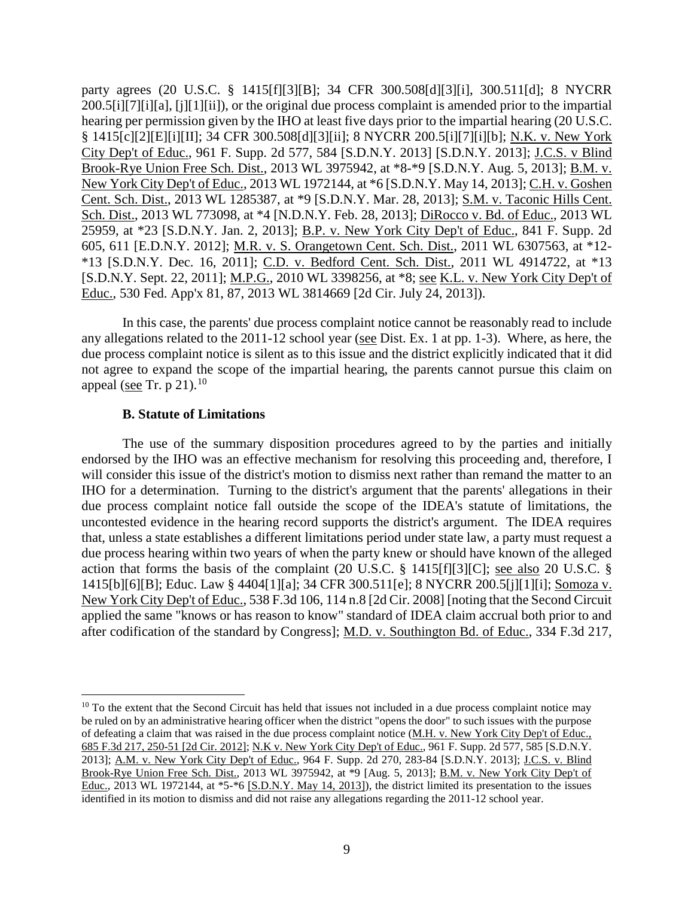party agrees (20 U.S.C. § 1415[f][3][B]; 34 CFR 300.508[d][3][i], 300.511[d]; 8 NYCRR 200.5[i][7][i][a], [j][1][ii]), or the original due process complaint is amended prior to the impartial hearing per permission given by the IHO at least five days prior to the impartial hearing (20 U.S.C. § 1415[c][2][E][i][II]; 34 CFR 300.508[d][3][ii]; 8 NYCRR 200.5[i][7][i][b]; N.K. v. New York City Dep't of Educ., 961 F. Supp. 2d 577, 584 [S.D.N.Y. 2013] [S.D.N.Y. 2013]; J.C.S. v Blind Brook-Rye Union Free Sch. Dist., 2013 WL 3975942, at *8-*9 [S.D.N.Y. Aug. 5, 2013]; B.M. v. New York City Dep't of Educ., 2013 WL 1972144, at *6 [S.D.N.Y. May 14, 2013]; C.H. v. Goshen Cent. Sch. Dist., 2013 WL 1285387, at *9 [S.D.N.Y. Mar. 28, 2013]; S.M. v. Taconic Hills Cent. Sch. Dist., 2013 WL 773098, at *4 [N.D.N.Y. Feb. 28, 2013]; DiRocco v. Bd. of Educ., 2013 WL 25959, at *23 [S.D.N.Y. Jan. 2, 2013]; B.P. v. New York City Dep't of Educ., 841 F. Supp. 2d 605, 611 [E.D.N.Y. 2012]; M.R. v. S. Orangetown Cent. Sch. Dist., 2011 WL 6307563, at *12-*13 [S.D.N.Y. Dec. 16, 2011]; C.D. v. Bedford Cent. Sch. Dist., 2011 WL 4914722, at *13 [S.D.N.Y. Sept. 22, 2011]; M.P.G., 2010 WL 3398256, at *8; see K.L. v. New York City Dep't of Educ., 530 Fed. App'x 81, 87, 2013 WL 3814669 [2d Cir. July 24, 2013]).

In this case, the parents' due process complaint notice cannot be reasonably read to include any allegations related to the 2011-12 school year (see Dist. Ex. 1 at pp. 1-3). Where, as here, the due process complaint notice is silent as to this issue and the district explicitly indicated that it did not agree to expand the scope of the impartial hearing, the parents cannot pursue this claim on appeal (see Tr. p 21).[10]

### B. Statute of Limitations

The use of the summary disposition procedures agreed to by the parties and initially endorsed by the IHO was an effective mechanism for resolving this proceeding and, therefore, I will consider this issue of the district's motion to dismiss next rather than remand the matter to an IHO for a determination. Turning to the district's argument that the parents' allegations in their due process complaint notice fall outside the scope of the IDEA's statute of limitations, the uncontested evidence in the hearing record supports the district's argument. The IDEA requires that, unless a state establishes a different limitations period under state law, a party must request a due process hearing within two years of when the party knew or should have known of the alleged action that forms the basis of the complaint (20 U.S.C. § 1415[f][3][C]; see also 20 U.S.C. § 1415[b][6][B]; Educ. Law § 4404[1][a]; 34 CFR 300.511[e]; 8 NYCRR 200.5[j][1][i]; Somoza v. New York City Dep't of Educ., 538 F.3d 106, 114 n.8 [2d Cir. 2008] [noting that the Second Circuit applied the same "knows or has reason to know" standard of IDEA claim accrual both prior to and after codification of the standard by Congress]; M.D. v. Southington Bd. of Educ., 334 F.3d 217,

[10] To the extent that the Second Circuit has held that issues not included in a due process complaint notice may be ruled on by an administrative hearing officer when the district "opens the door" to such issues with the purpose of defeating a claim that was raised in the due process complaint notice (M.H. v. New York City Dep't of Educ., 685 F.3d 217, 250-51 [2d Cir. 2012]; N.K v. New York City Dep't of Educ., 961 F. Supp. 2d 577, 585 [S.D.N.Y. 2013]; A.M. v. New York City Dep't of Educ., 964 F. Supp. 2d 270, 283-84 [S.D.N.Y. 2013]; J.C.S. v. Blind Brook-Rye Union Free Sch. Dist., 2013 WL 3975942, at *9 [Aug. 5, 2013]; B.M. v. New York City Dep't of Educ., 2013 WL 1972144, at *5-*6 [S.D.N.Y. May 14, 2013]), the district limited its presentation to the issues identified in its motion to dismiss and did not raise any allegations regarding the 2011-12 school year.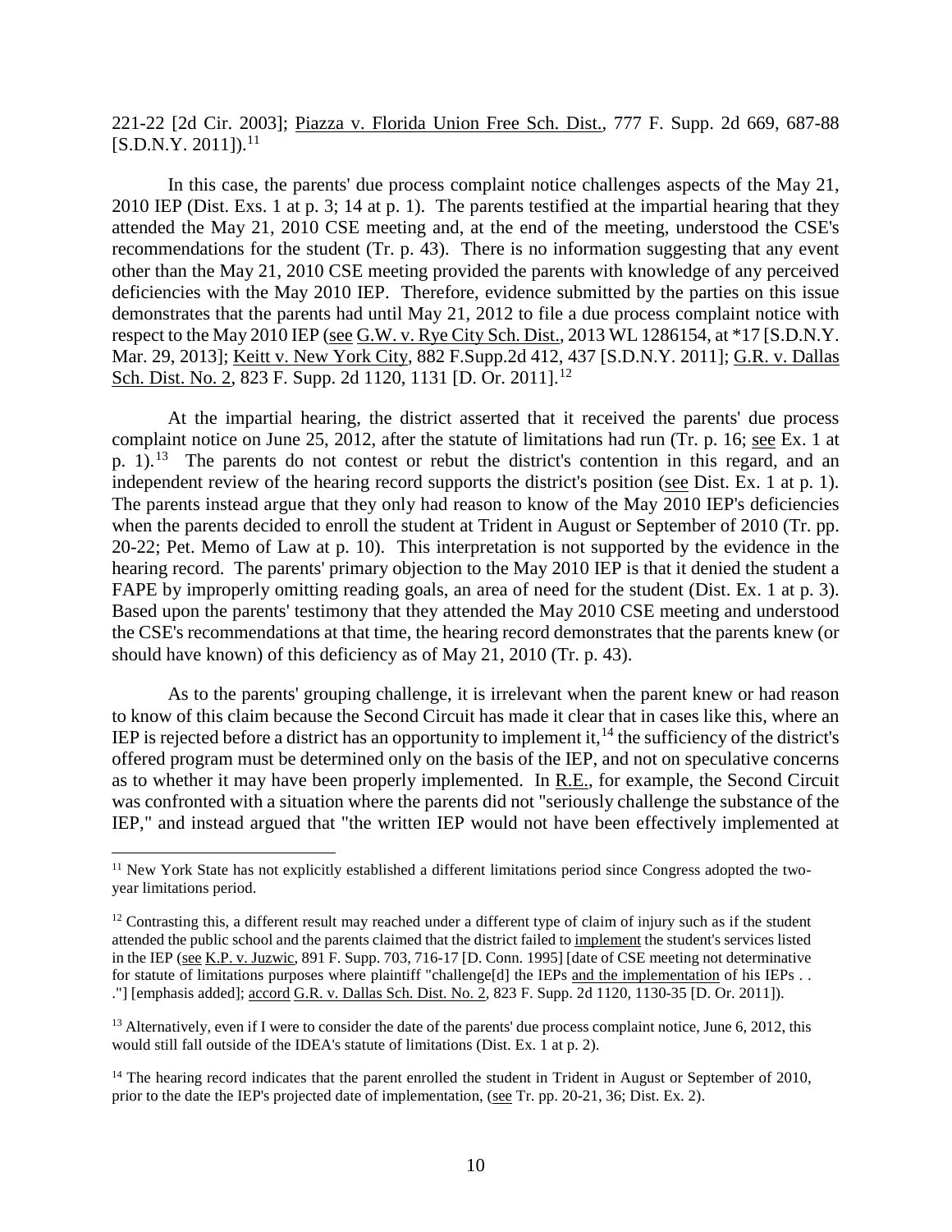221-22 [2d Cir. 2003]; Piazza v. Florida Union Free Sch. Dist., 777 F. Supp. 2d 669, 687-88 [S.D.N.Y. 2011]).[11]

In this case, the parents' due process complaint notice challenges aspects of the May 21, 2010 IEP (Dist. Exs. 1 at p. 3; 14 at p. 1). The parents testified at the impartial hearing that they attended the May 21, 2010 CSE meeting and, at the end of the meeting, understood the CSE's recommendations for the student (Tr. p. 43). There is no information suggesting that any event other than the May 21, 2010 CSE meeting provided the parents with knowledge of any perceived deficiencies with the May 2010 IEP. Therefore, evidence submitted by the parties on this issue demonstrates that the parents had until May 21, 2012 to file a due process complaint notice with respect to the May 2010 IEP (see G.W. v. Rye City Sch. Dist., 2013 WL 1286154, at *17 [S.D.N.Y. Mar. 29, 2013]; Keitt v. New York City, 882 F.Supp.2d 412, 437 [S.D.N.Y. 2011]; G.R. v. Dallas Sch. Dist. No. 2, 823 F. Supp. 2d 1120, 1131 [D. Or. 2011].[12]

At the impartial hearing, the district asserted that it received the parents' due process complaint notice on June 25, 2012, after the statute of limitations had run (Tr. p. 16; see Ex. 1 at p. 1).[13] The parents do not contest or rebut the district's contention in this regard, and an independent review of the hearing record supports the district's position (see Dist. Ex. 1 at p. 1). The parents instead argue that they only had reason to know of the May 2010 IEP's deficiencies when the parents decided to enroll the student at Trident in August or September of 2010 (Tr. pp. 20-22; Pet. Memo of Law at p. 10). This interpretation is not supported by the evidence in the hearing record. The parents' primary objection to the May 2010 IEP is that it denied the student a FAPE by improperly omitting reading goals, an area of need for the student (Dist. Ex. 1 at p. 3). Based upon the parents' testimony that they attended the May 2010 CSE meeting and understood the CSE's recommendations at that time, the hearing record demonstrates that the parents knew (or should have known) of this deficiency as of May 21, 2010 (Tr. p. 43).

As to the parents' grouping challenge, it is irrelevant when the parent knew or had reason to know of this claim because the Second Circuit has made it clear that in cases like this, where an IEP is rejected before a district has an opportunity to implement it,[14] the sufficiency of the district's offered program must be determined only on the basis of the IEP, and not on speculative concerns as to whether it may have been properly implemented. In R.E., for example, the Second Circuit was confronted with a situation where the parents did not "seriously challenge the substance of the IEP," and instead argued that "the written IEP would not have been effectively implemented at

[11] New York State has not explicitly established a different limitations period since Congress adopted the two-year limitations period.

[12] Contrasting this, a different result may reached under a different type of claim of injury such as if the student attended the public school and the parents claimed that the district failed to implement the student's services listed in the IEP (see K.P. v. Juzwic, 891 F. Supp. 703, 716-17 [D. Conn. 1995] [date of CSE meeting not determinative for statute of limitations purposes where plaintiff "challenge[d] the IEPs and the implementation of his IEPs . . ."] [emphasis added]; accord G.R. v. Dallas Sch. Dist. No. 2, 823 F. Supp. 2d 1120, 1130-35 [D. Or. 2011]).

[13] Alternatively, even if I were to consider the date of the parents' due process complaint notice, June 6, 2012, this would still fall outside of the IDEA's statute of limitations (Dist. Ex. 1 at p. 2).

[14] The hearing record indicates that the parent enrolled the student in Trident in August or September of 2010, prior to the date the IEP's projected date of implementation, (see Tr. pp. 20-21, 36; Dist. Ex. 2).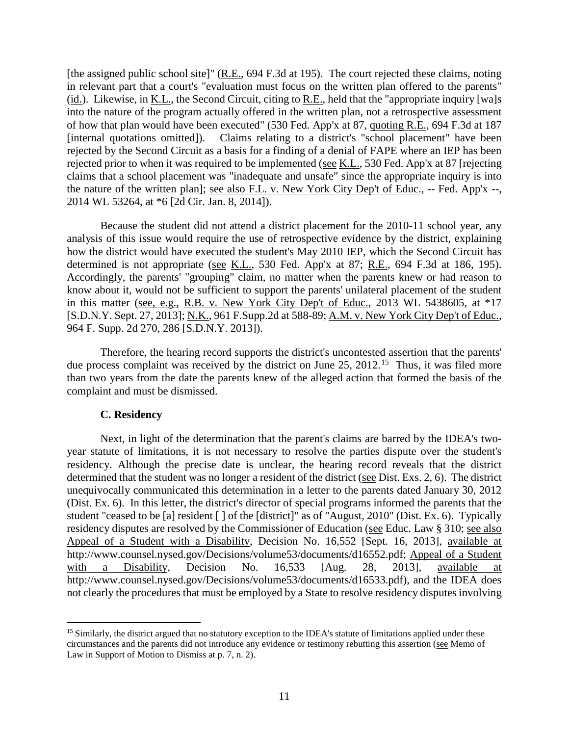[the assigned public school site]" (R.E., 694 F.3d at 195). The court rejected these claims, noting in relevant part that a court's "evaluation must focus on the written plan offered to the parents" (id.). Likewise, in K.L., the Second Circuit, citing to R.E., held that the "appropriate inquiry [wa]s into the nature of the program actually offered in the written plan, not a retrospective assessment of how that plan would have been executed" (530 Fed. App'x at 87, quoting R.E., 694 F.3d at 187 [internal quotations omitted]). Claims relating to a district's "school placement" have been rejected by the Second Circuit as a basis for a finding of a denial of FAPE where an IEP has been rejected prior to when it was required to be implemented (see K.L., 530 Fed. App'x at 87 [rejecting claims that a school placement was "inadequate and unsafe" since the appropriate inquiry is into the nature of the written plan]; see also F.L. v. New York City Dep't of Educ., -- Fed. App'x --, 2014 WL 53264, at *6 [2d Cir. Jan. 8, 2014]).

Because the student did not attend a district placement for the 2010-11 school year, any analysis of this issue would require the use of retrospective evidence by the district, explaining how the district would have executed the student's May 2010 IEP, which the Second Circuit has determined is not appropriate (see K.L., 530 Fed. App'x at 87; R.E., 694 F.3d at 186, 195). Accordingly, the parents' "grouping" claim, no matter when the parents knew or had reason to know about it, would not be sufficient to support the parents' unilateral placement of the student in this matter (see, e.g., R.B. v. New York City Dep't of Educ., 2013 WL 5438605, at *17 [S.D.N.Y. Sept. 27, 2013]; N.K., 961 F.Supp.2d at 588-89; A.M. v. New York City Dep't of Educ., 964 F. Supp. 2d 270, 286 [S.D.N.Y. 2013]).

Therefore, the hearing record supports the district's uncontested assertion that the parents' due process complaint was received by the district on June 25, 2012.[15] Thus, it was filed more than two years from the date the parents knew of the alleged action that formed the basis of the complaint and must be dismissed.

### C. Residency

Next, in light of the determination that the parent's claims are barred by the IDEA's two-year statute of limitations, it is not necessary to resolve the parties dispute over the student's residency. Although the precise date is unclear, the hearing record reveals that the district determined that the student was no longer a resident of the district (see Dist. Exs. 2, 6). The district unequivocally communicated this determination in a letter to the parents dated January 30, 2012 (Dist. Ex. 6). In this letter, the district's director of special programs informed the parents that the student "ceased to be [a] resident [ ] of the [district]" as of "August, 2010" (Dist. Ex. 6). Typically residency disputes are resolved by the Commissioner of Education (see Educ. Law § 310; see also Appeal of a Student with a Disability, Decision No. 16,552 [Sept. 16, 2013], available at http://www.counsel.nysed.gov/Decisions/volume53/documents/d16552.pdf; Appeal of a Student with a Disability, Decision No. 16,533 [Aug. 28, 2013], available at http://www.counsel.nysed.gov/Decisions/volume53/documents/d16533.pdf), and the IDEA does not clearly the procedures that must be employed by a State to resolve residency disputes involving

[15] Similarly, the district argued that no statutory exception to the IDEA's statute of limitations applied under these circumstances and the parents did not introduce any evidence or testimony rebutting this assertion (see Memo of Law in Support of Motion to Dismiss at p. 7, n. 2).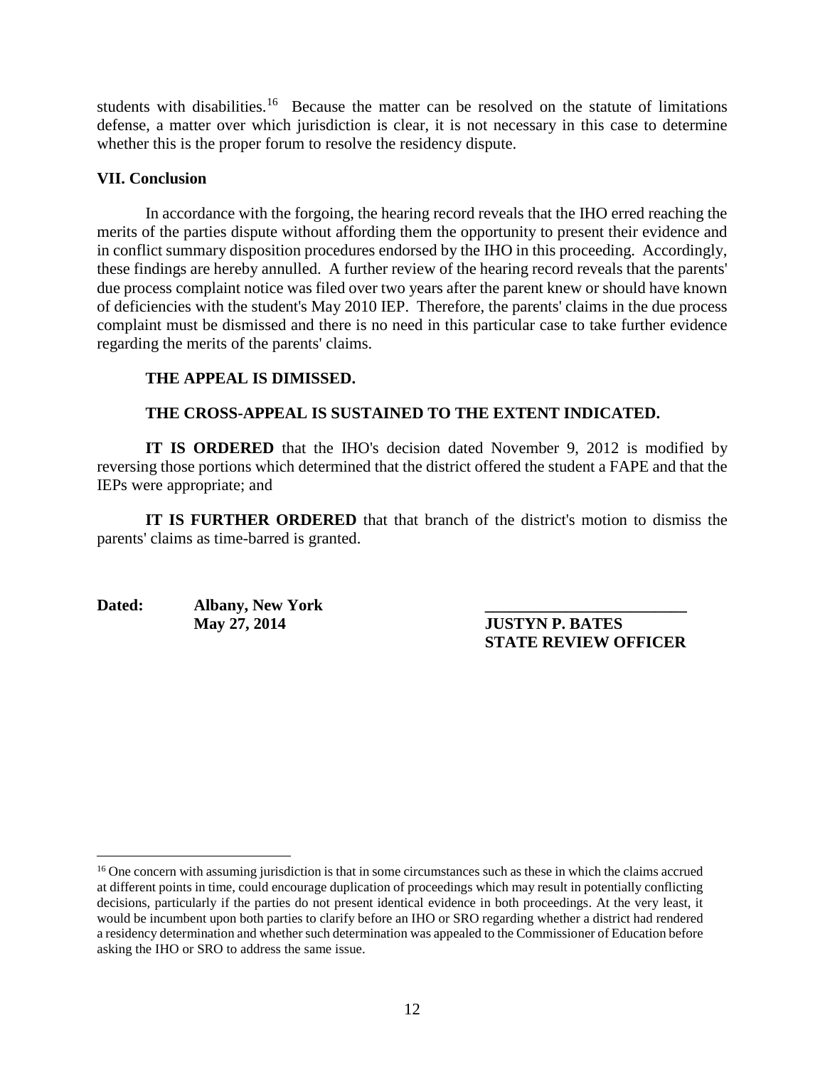students with disabilities.[16] Because the matter can be resolved on the statute of limitations defense, a matter over which jurisdiction is clear, it is not necessary in this case to determine whether this is the proper forum to resolve the residency dispute.

### VII. Conclusion

In accordance with the forgoing, the hearing record reveals that the IHO erred reaching the merits of the parties dispute without affording them the opportunity to present their evidence and in conflict summary disposition procedures endorsed by the IHO in this proceeding. Accordingly, these findings are hereby annulled. A further review of the hearing record reveals that the parents' due process complaint notice was filed over two years after the parent knew or should have known of deficiencies with the student's May 2010 IEP. Therefore, the parents' claims in the due process complaint must be dismissed and there is no need in this particular case to take further evidence regarding the merits of the parents' claims.

**THE APPEAL IS DIMISSED.**

**THE CROSS-APPEAL IS SUSTAINED TO THE EXTENT INDICATED.**

**IT IS ORDERED** that the IHO's decision dated November 9, 2012 is modified by reversing those portions which determined that the district offered the student a FAPE and that the IEPs were appropriate; and

**IT IS FURTHER ORDERED** that that branch of the district's motion to dismiss the parents' claims as time-barred is granted.

**Dated:** **Albany, New York**
**May 27, 2014**

\_\_\_\_\_\_\_\_\_\_\_\_\_\_\_\_\_\_\_\_\_\_\_\_\_\_
**JUSTYN P. BATES**
**STATE REVIEW OFFICER**

---

[16] One concern with assuming jurisdiction is that in some circumstances such as these in which the claims accrued at different points in time, could encourage duplication of proceedings which may result in potentially conflicting decisions, particularly if the parties do not present identical evidence in both proceedings. At the very least, it would be incumbent upon both parties to clarify before an IHO or SRO regarding whether a district had rendered a residency determination and whether such determination was appealed to the Commissioner of Education before asking the IHO or SRO to address the same issue.